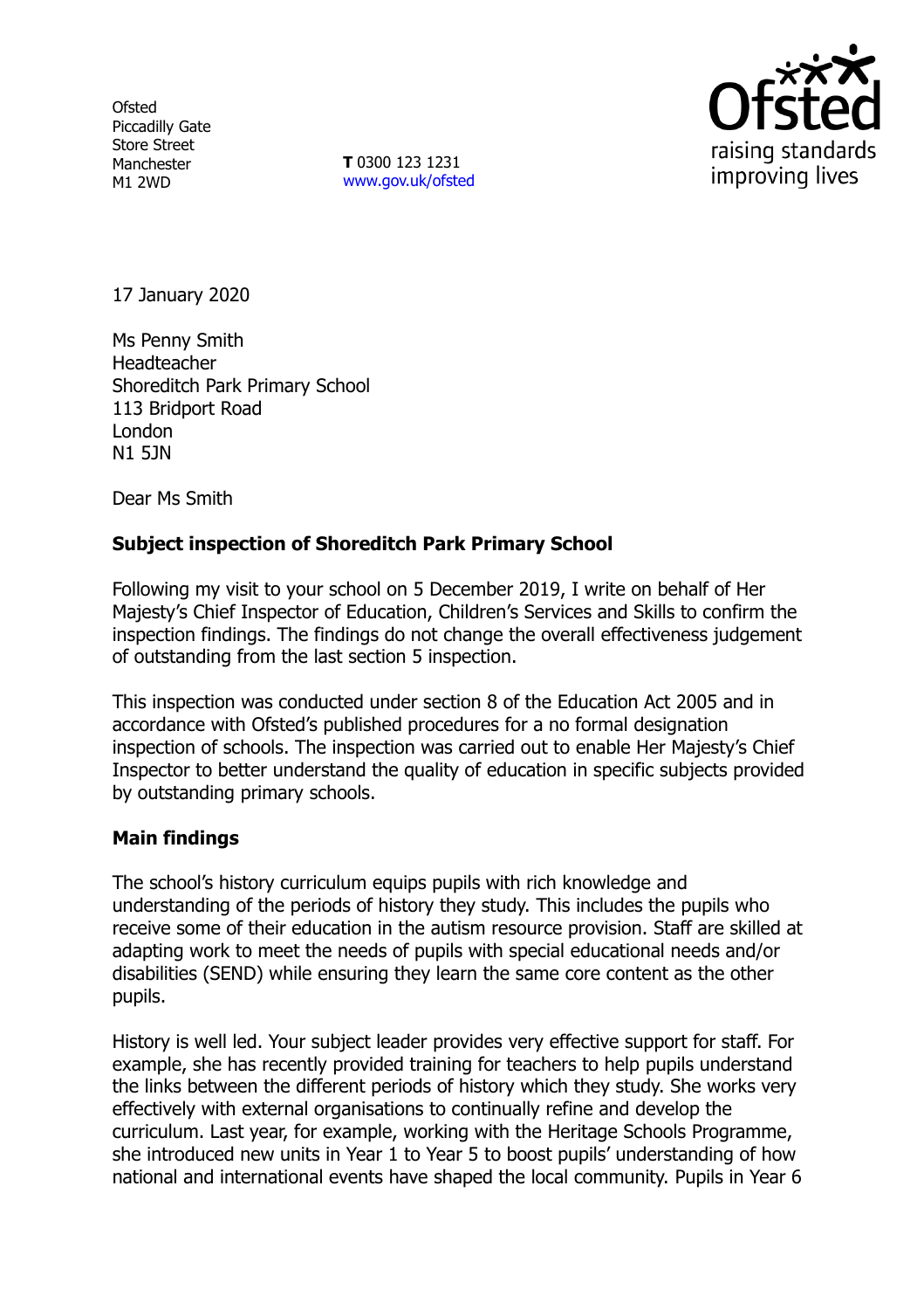Ofsted
Piccadilly Gate
Store Street
Manchester
M1 2WD

**T** 0300 123 1231
www.gov.uk/ofsted

17 January 2020

Ms Penny Smith
Headteacher
Shoreditch Park Primary School
113 Bridport Road
London
N1 5JN

Dear Ms Smith

**Subject inspection of Shoreditch Park Primary School**

Following my visit to your school on 5 December 2019, I write on behalf of Her Majesty's Chief Inspector of Education, Children's Services and Skills to confirm the inspection findings. The findings do not change the overall effectiveness judgement of outstanding from the last section 5 inspection.

This inspection was conducted under section 8 of the Education Act 2005 and in accordance with Ofsted's published procedures for a no formal designation inspection of schools. The inspection was carried out to enable Her Majesty's Chief Inspector to better understand the quality of education in specific subjects provided by outstanding primary schools.

**Main findings**

The school's history curriculum equips pupils with rich knowledge and understanding of the periods of history they study. This includes the pupils who receive some of their education in the autism resource provision. Staff are skilled at adapting work to meet the needs of pupils with special educational needs and/or disabilities (SEND) while ensuring they learn the same core content as the other pupils.

History is well led. Your subject leader provides very effective support for staff. For example, she has recently provided training for teachers to help pupils understand the links between the different periods of history which they study. She works very effectively with external organisations to continually refine and develop the curriculum. Last year, for example, working with the Heritage Schools Programme, she introduced new units in Year 1 to Year 5 to boost pupils' understanding of how national and international events have shaped the local community. Pupils in Year 6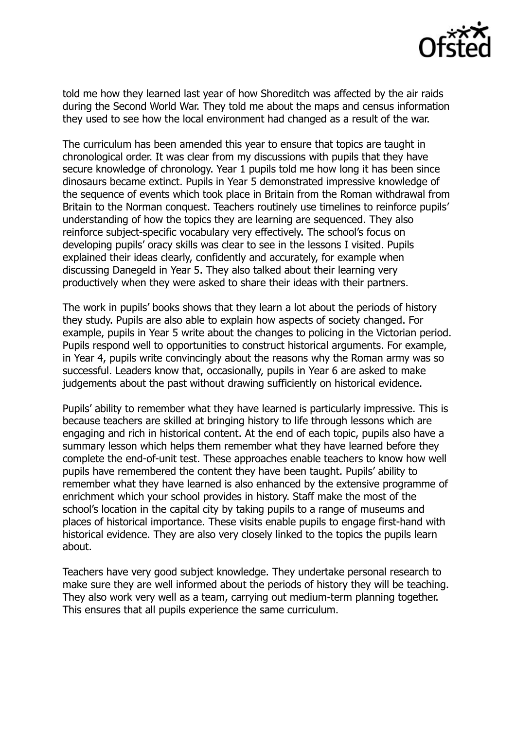told me how they learned last year of how Shoreditch was affected by the air raids during the Second World War. They told me about the maps and census information they used to see how the local environment had changed as a result of the war.

The curriculum has been amended this year to ensure that topics are taught in chronological order. It was clear from my discussions with pupils that they have secure knowledge of chronology. Year 1 pupils told me how long it has been since dinosaurs became extinct. Pupils in Year 5 demonstrated impressive knowledge of the sequence of events which took place in Britain from the Roman withdrawal from Britain to the Norman conquest. Teachers routinely use timelines to reinforce pupils' understanding of how the topics they are learning are sequenced. They also reinforce subject-specific vocabulary very effectively. The school's focus on developing pupils' oracy skills was clear to see in the lessons I visited. Pupils explained their ideas clearly, confidently and accurately, for example when discussing Danegeld in Year 5. They also talked about their learning very productively when they were asked to share their ideas with their partners.

The work in pupils' books shows that they learn a lot about the periods of history they study. Pupils are also able to explain how aspects of society changed. For example, pupils in Year 5 write about the changes to policing in the Victorian period. Pupils respond well to opportunities to construct historical arguments. For example, in Year 4, pupils write convincingly about the reasons why the Roman army was so successful. Leaders know that, occasionally, pupils in Year 6 are asked to make judgements about the past without drawing sufficiently on historical evidence.

Pupils' ability to remember what they have learned is particularly impressive. This is because teachers are skilled at bringing history to life through lessons which are engaging and rich in historical content. At the end of each topic, pupils also have a summary lesson which helps them remember what they have learned before they complete the end-of-unit test. These approaches enable teachers to know how well pupils have remembered the content they have been taught. Pupils' ability to remember what they have learned is also enhanced by the extensive programme of enrichment which your school provides in history. Staff make the most of the school's location in the capital city by taking pupils to a range of museums and places of historical importance. These visits enable pupils to engage first-hand with historical evidence. They are also very closely linked to the topics the pupils learn about.

Teachers have very good subject knowledge. They undertake personal research to make sure they are well informed about the periods of history they will be teaching. They also work very well as a team, carrying out medium-term planning together. This ensures that all pupils experience the same curriculum.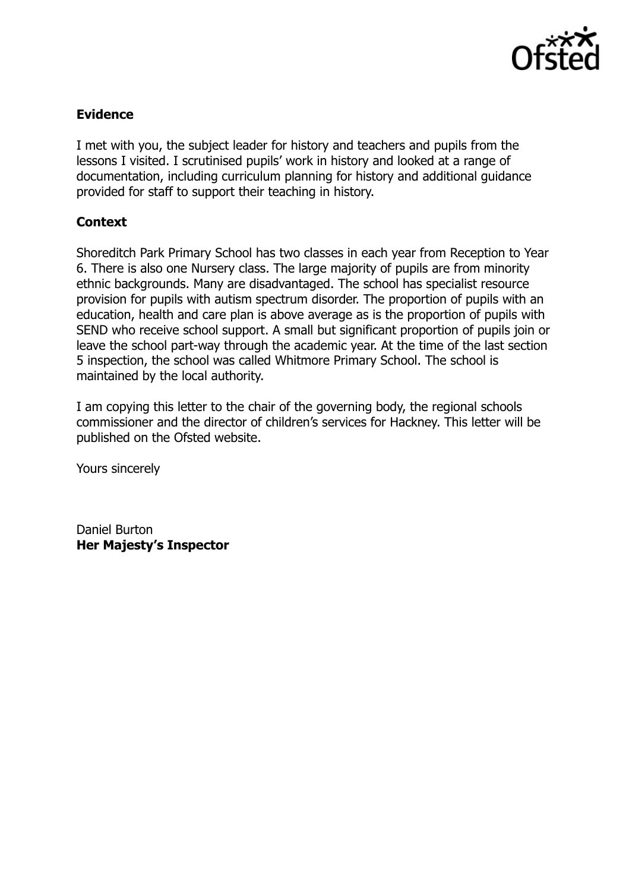**Evidence**

I met with you, the subject leader for history and teachers and pupils from the lessons I visited. I scrutinised pupils' work in history and looked at a range of documentation, including curriculum planning for history and additional guidance provided for staff to support their teaching in history.

**Context**

Shoreditch Park Primary School has two classes in each year from Reception to Year 6. There is also one Nursery class. The large majority of pupils are from minority ethnic backgrounds. Many are disadvantaged. The school has specialist resource provision for pupils with autism spectrum disorder. The proportion of pupils with an education, health and care plan is above average as is the proportion of pupils with SEND who receive school support. A small but significant proportion of pupils join or leave the school part-way through the academic year. At the time of the last section 5 inspection, the school was called Whitmore Primary School. The school is maintained by the local authority.

I am copying this letter to the chair of the governing body, the regional schools commissioner and the director of children's services for Hackney. This letter will be published on the Ofsted website.

Yours sincerely

Daniel Burton
**Her Majesty's Inspector**